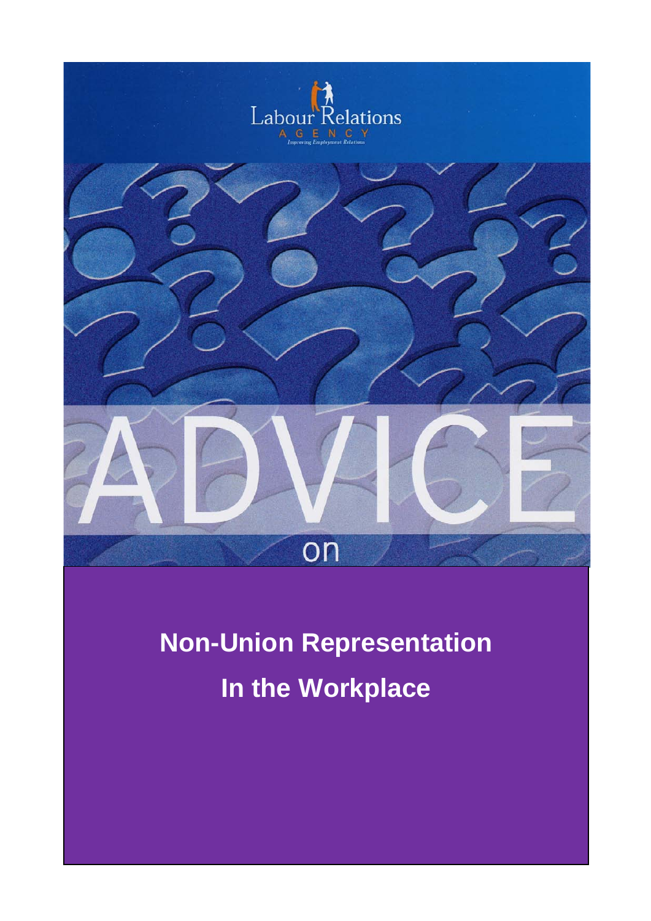Labour Relations
AGENCY
*Improving Employment Relations*

# ADVICE

on

# Non-Union Representation In the Workplace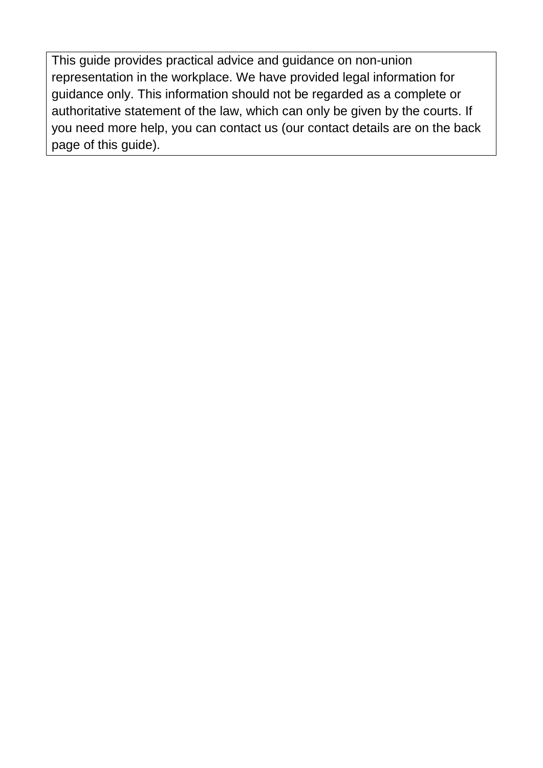This guide provides practical advice and guidance on non-union representation in the workplace. We have provided legal information for guidance only. This information should not be regarded as a complete or authoritative statement of the law, which can only be given by the courts. If you need more help, you can contact us (our contact details are on the back page of this guide).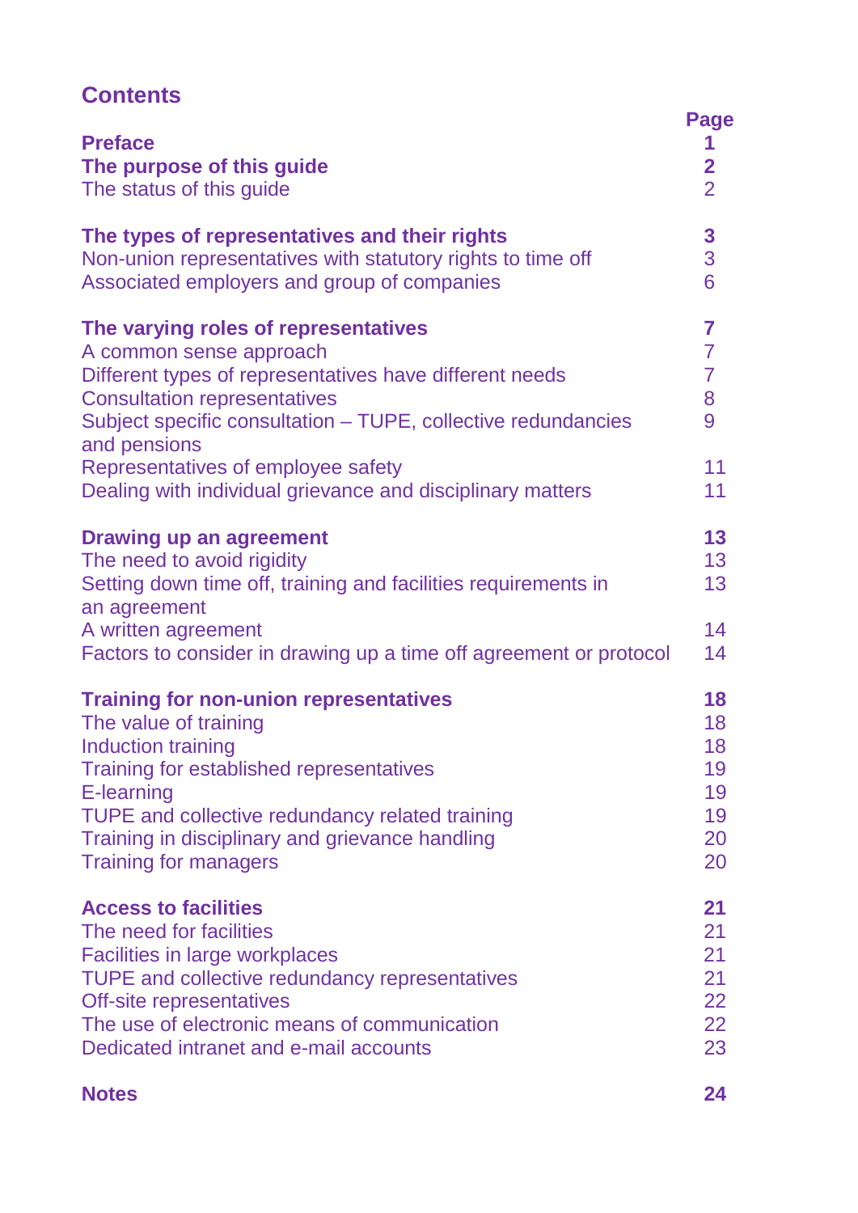## Contents

| | Page |
|---|---|
| **Preface** | **1** |
| **The purpose of this guide** | **2** |
| The status of this guide | 2 |
| | |
| **The types of representatives and their rights** | **3** |
| Non-union representatives with statutory rights to time off | 3 |
| Associated employers and group of companies | 6 |
| | |
| **The varying roles of representatives** | **7** |
| A common sense approach | 7 |
| Different types of representatives have different needs | 7 |
| Consultation representatives | 8 |
| Subject specific consultation – TUPE, collective redundancies and pensions | 9 |
| Representatives of employee safety | 11 |
| Dealing with individual grievance and disciplinary matters | 11 |
| | |
| **Drawing up an agreement** | **13** |
| The need to avoid rigidity | 13 |
| Setting down time off, training and facilities requirements in an agreement | 13 |
| A written agreement | 14 |
| Factors to consider in drawing up a time off agreement or protocol | 14 |
| | |
| **Training for non-union representatives** | **18** |
| The value of training | 18 |
| Induction training | 18 |
| Training for established representatives | 19 |
| E-learning | 19 |
| TUPE and collective redundancy related training | 19 |
| Training in disciplinary and grievance handling | 20 |
| Training for managers | 20 |
| | |
| **Access to facilities** | **21** |
| The need for facilities | 21 |
| Facilities in large workplaces | 21 |
| TUPE and collective redundancy representatives | 21 |
| Off-site representatives | 22 |
| The use of electronic means of communication | 22 |
| Dedicated intranet and e-mail accounts | 23 |
| | |
| **Notes** | **24** |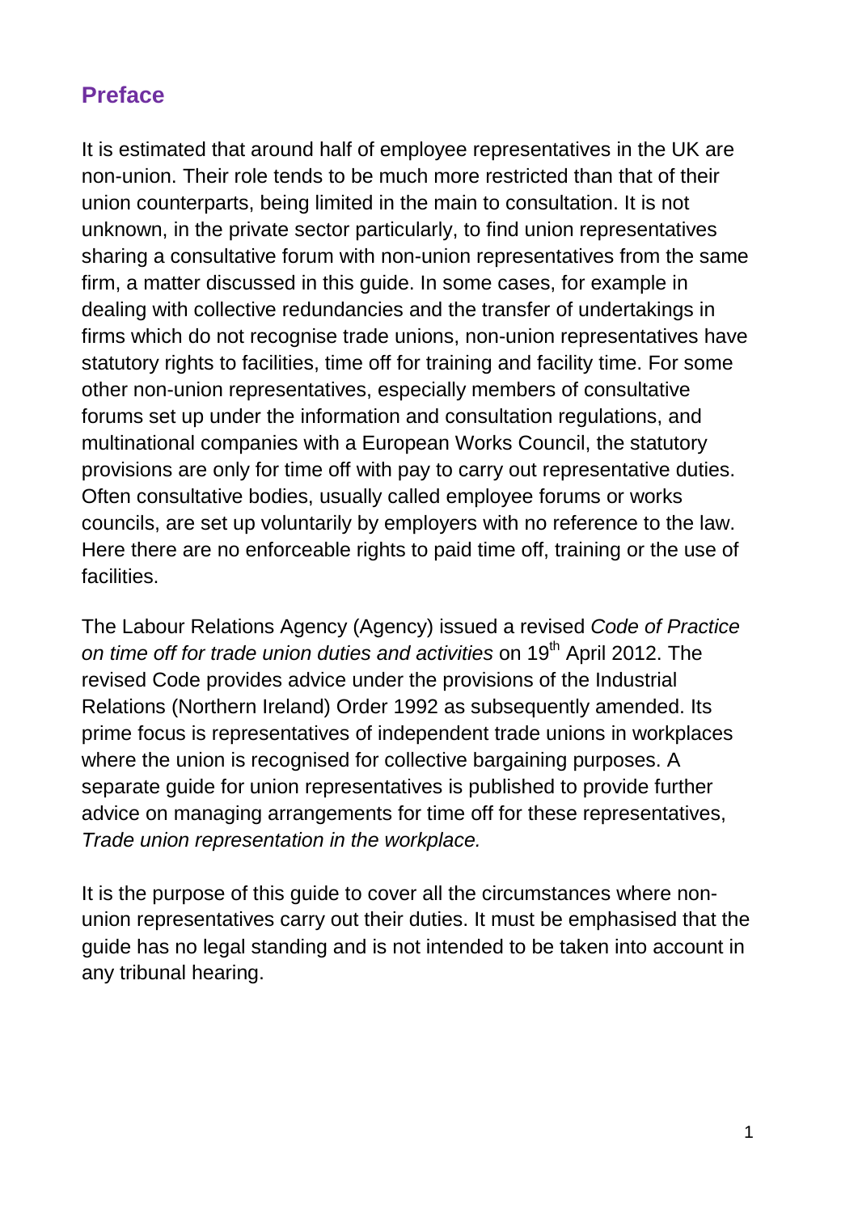## Preface

It is estimated that around half of employee representatives in the UK are non-union. Their role tends to be much more restricted than that of their union counterparts, being limited in the main to consultation. It is not unknown, in the private sector particularly, to find union representatives sharing a consultative forum with non-union representatives from the same firm, a matter discussed in this guide. In some cases, for example in dealing with collective redundancies and the transfer of undertakings in firms which do not recognise trade unions, non-union representatives have statutory rights to facilities, time off for training and facility time. For some other non-union representatives, especially members of consultative forums set up under the information and consultation regulations, and multinational companies with a European Works Council, the statutory provisions are only for time off with pay to carry out representative duties. Often consultative bodies, usually called employee forums or works councils, are set up voluntarily by employers with no reference to the law. Here there are no enforceable rights to paid time off, training or the use of facilities.

The Labour Relations Agency (Agency) issued a revised *Code of Practice on time off for trade union duties and activities* on 19th April 2012. The revised Code provides advice under the provisions of the Industrial Relations (Northern Ireland) Order 1992 as subsequently amended. Its prime focus is representatives of independent trade unions in workplaces where the union is recognised for collective bargaining purposes. A separate guide for union representatives is published to provide further advice on managing arrangements for time off for these representatives, *Trade union representation in the workplace.*

It is the purpose of this guide to cover all the circumstances where non-union representatives carry out their duties. It must be emphasised that the guide has no legal standing and is not intended to be taken into account in any tribunal hearing.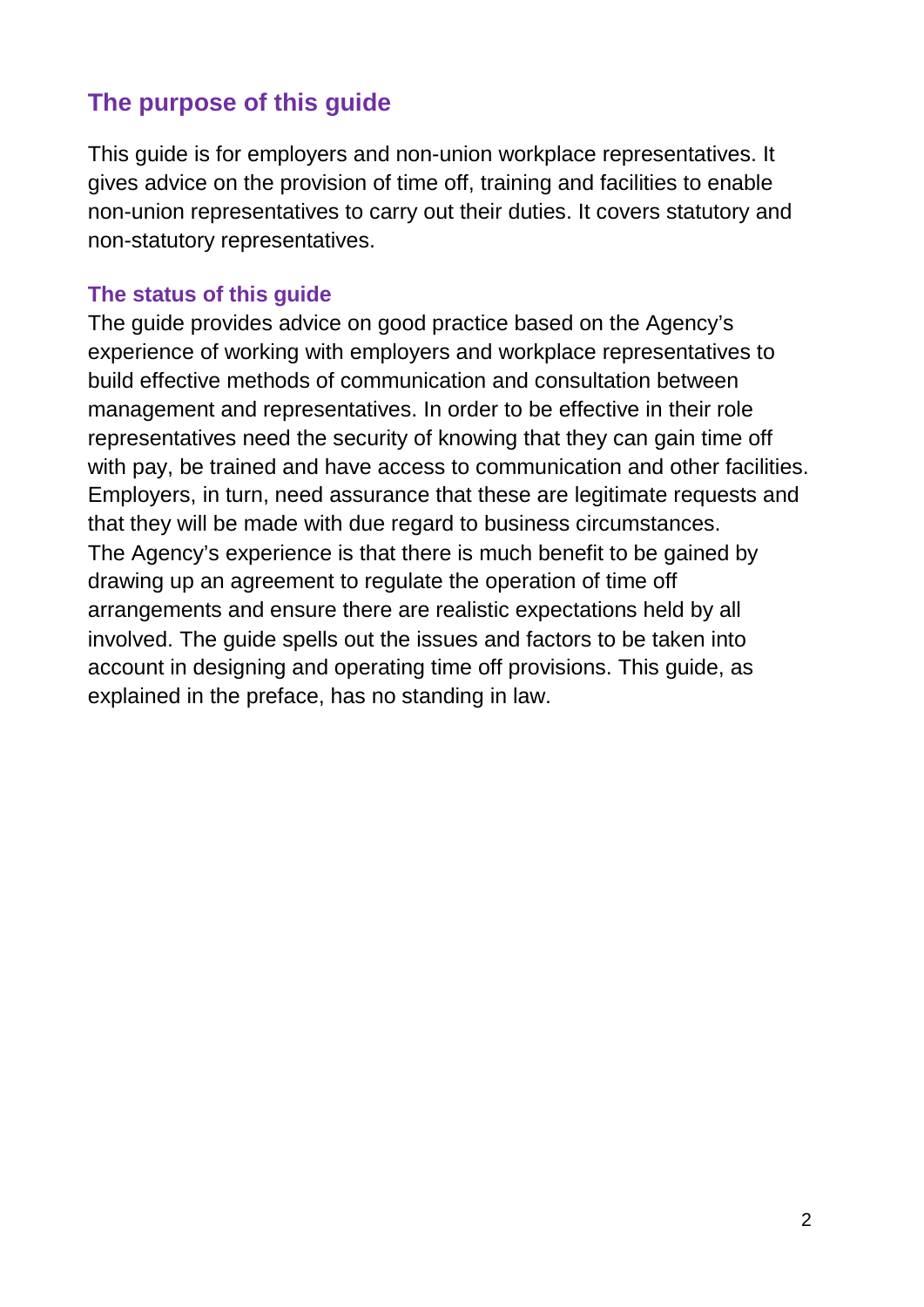## The purpose of this guide

This guide is for employers and non-union workplace representatives. It gives advice on the provision of time off, training and facilities to enable non-union representatives to carry out their duties. It covers statutory and non-statutory representatives.

### The status of this guide

The guide provides advice on good practice based on the Agency's experience of working with employers and workplace representatives to build effective methods of communication and consultation between management and representatives. In order to be effective in their role representatives need the security of knowing that they can gain time off with pay, be trained and have access to communication and other facilities. Employers, in turn, need assurance that these are legitimate requests and that they will be made with due regard to business circumstances.

The Agency's experience is that there is much benefit to be gained by drawing up an agreement to regulate the operation of time off arrangements and ensure there are realistic expectations held by all involved. The guide spells out the issues and factors to be taken into account in designing and operating time off provisions. This guide, as explained in the preface, has no standing in law.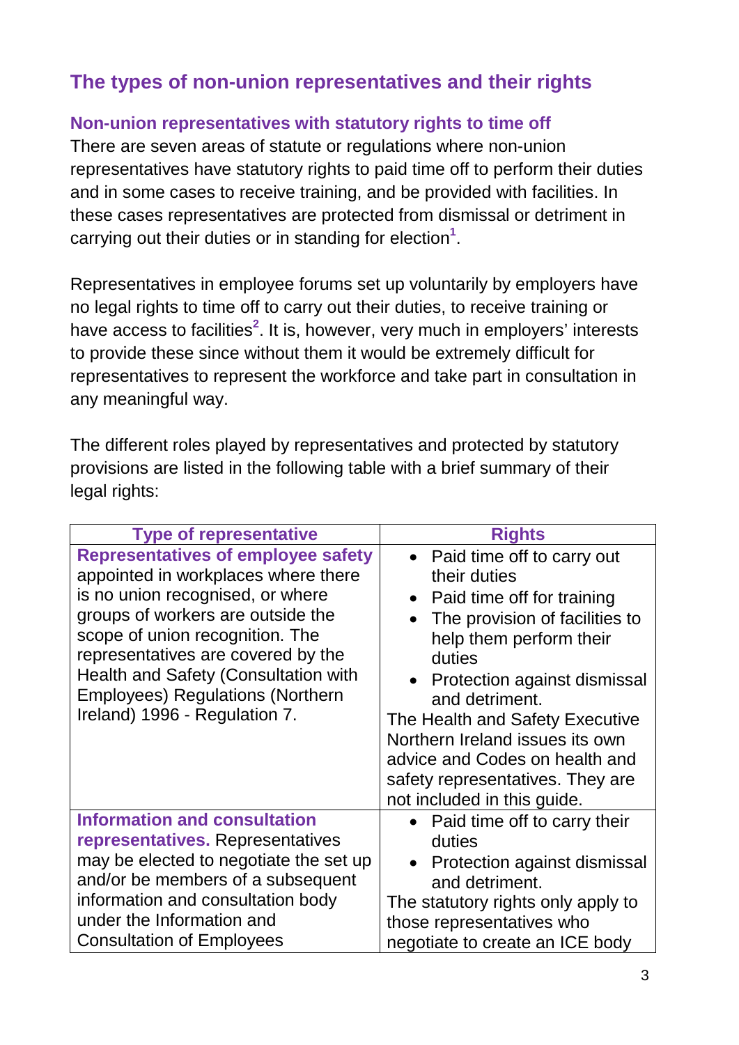## The types of non-union representatives and their rights

### Non-union representatives with statutory rights to time off

There are seven areas of statute or regulations where non-union representatives have statutory rights to paid time off to perform their duties and in some cases to receive training, and be provided with facilities. In these cases representatives are protected from dismissal or detriment in carrying out their duties or in standing for election[1].

Representatives in employee forums set up voluntarily by employers have no legal rights to time off to carry out their duties, to receive training or have access to facilities[2]. It is, however, very much in employers' interests to provide these since without them it would be extremely difficult for representatives to represent the workforce and take part in consultation in any meaningful way.

The different roles played by representatives and protected by statutory provisions are listed in the following table with a brief summary of their legal rights:

| Type of representative | Rights |
|---|---|
| **Representatives of employee safety** appointed in workplaces where there is no union recognised, or where groups of workers are outside the scope of union recognition. The representatives are covered by the Health and Safety (Consultation with Employees) Regulations (Northern Ireland) 1996 - Regulation 7. | • Paid time off to carry out their duties<br>• Paid time off for training<br>• The provision of facilities to help them perform their duties<br>• Protection against dismissal and detriment.<br>The Health and Safety Executive Northern Ireland issues its own advice and Codes on health and safety representatives. They are not included in this guide. |
| **Information and consultation representatives.** Representatives may be elected to negotiate the set up and/or be members of a subsequent information and consultation body under the Information and Consultation of Employees | • Paid time off to carry their duties<br>• Protection against dismissal and detriment.<br>The statutory rights only apply to those representatives who negotiate to create an ICE body |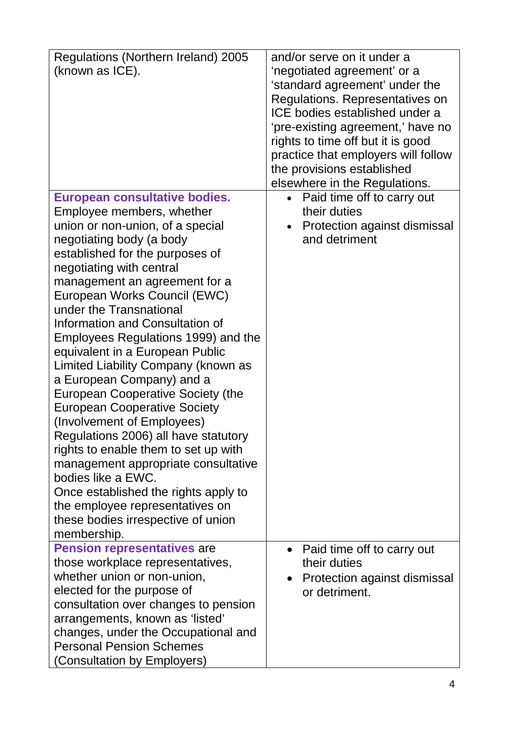| | |
|---|---|
| Regulations (Northern Ireland) 2005 (known as ICE). | and/or serve on it under a 'negotiated agreement' or a 'standard agreement' under the Regulations. Representatives on ICE bodies established under a 'pre-existing agreement,' have no rights to time off but it is good practice that employers will follow the provisions established elsewhere in the Regulations. |
| **European consultative bodies.** Employee members, whether union or non-union, of a special negotiating body (a body established for the purposes of negotiating with central management an agreement for a European Works Council (EWC) under the Transnational Information and Consultation of Employees Regulations 1999) and the equivalent in a European Public Limited Liability Company (known as a European Company) and a European Cooperative Society (the European Cooperative Society (Involvement of Employees) Regulations 2006) all have statutory rights to enable them to set up with management appropriate consultative bodies like a EWC. Once established the rights apply to the employee representatives on these bodies irrespective of union membership. | • Paid time off to carry out their duties<br>• Protection against dismissal and detriment |
| **Pension representatives** are those workplace representatives, whether union or non-union, elected for the purpose of consultation over changes to pension arrangements, known as 'listed' changes, under the Occupational and Personal Pension Schemes (Consultation by Employers) | • Paid time off to carry out their duties<br>• Protection against dismissal or detriment. |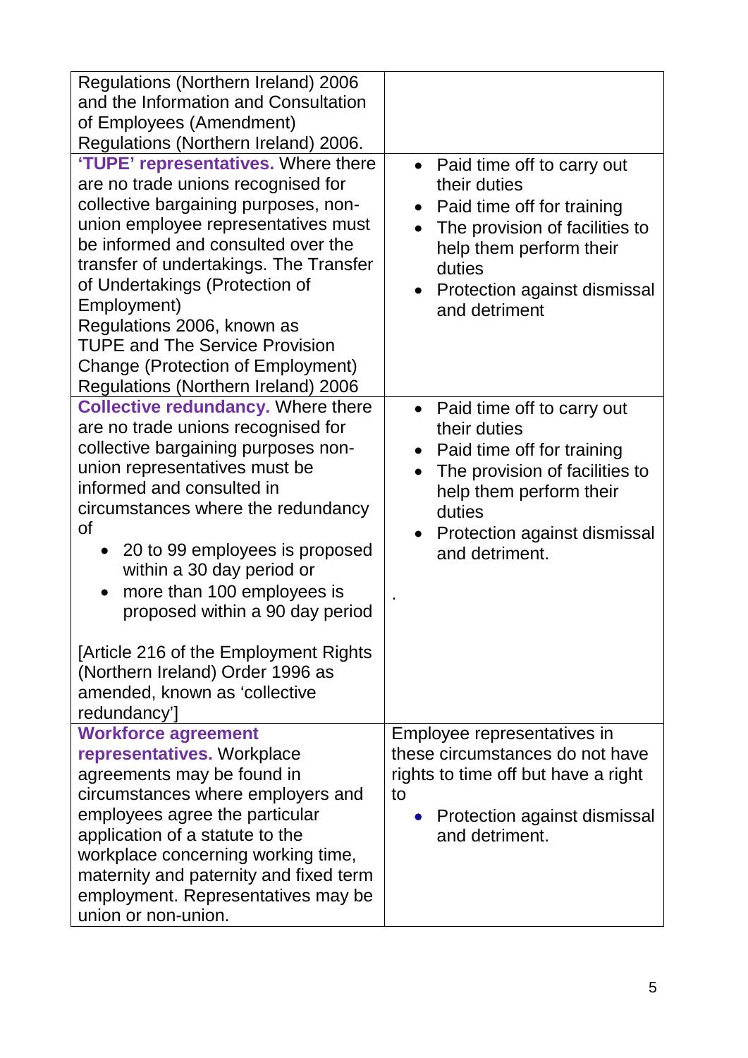| | |
|---|---|
| Regulations (Northern Ireland) 2006 and the Information and Consultation of Employees (Amendment) Regulations (Northern Ireland) 2006. | |
| **'TUPE' representatives.** Where there are no trade unions recognised for collective bargaining purposes, non-union employee representatives must be informed and consulted over the transfer of undertakings. The Transfer of Undertakings (Protection of Employment) Regulations 2006, known as TUPE and The Service Provision Change (Protection of Employment) Regulations (Northern Ireland) 2006 | • Paid time off to carry out their duties<br>• Paid time off for training<br>• The provision of facilities to help them perform their duties<br>• Protection against dismissal and detriment |
| **Collective redundancy.** Where there are no trade unions recognised for collective bargaining purposes non-union representatives must be informed and consulted in circumstances where the redundancy of<br>• 20 to 99 employees is proposed within a 30 day period or<br>• more than 100 employees is proposed within a 90 day period<br><br>[Article 216 of the Employment Rights (Northern Ireland) Order 1996 as amended, known as 'collective redundancy'] | • Paid time off to carry out their duties<br>• Paid time off for training<br>• The provision of facilities to help them perform their duties<br>• Protection against dismissal and detriment.<br><br>. |
| **Workforce agreement representatives.** Workplace agreements may be found in circumstances where employers and employees agree the particular application of a statute to the workplace concerning working time, maternity and paternity and fixed term employment. Representatives may be union or non-union. | Employee representatives in these circumstances do not have rights to time off but have a right to<br>• Protection against dismissal and detriment. |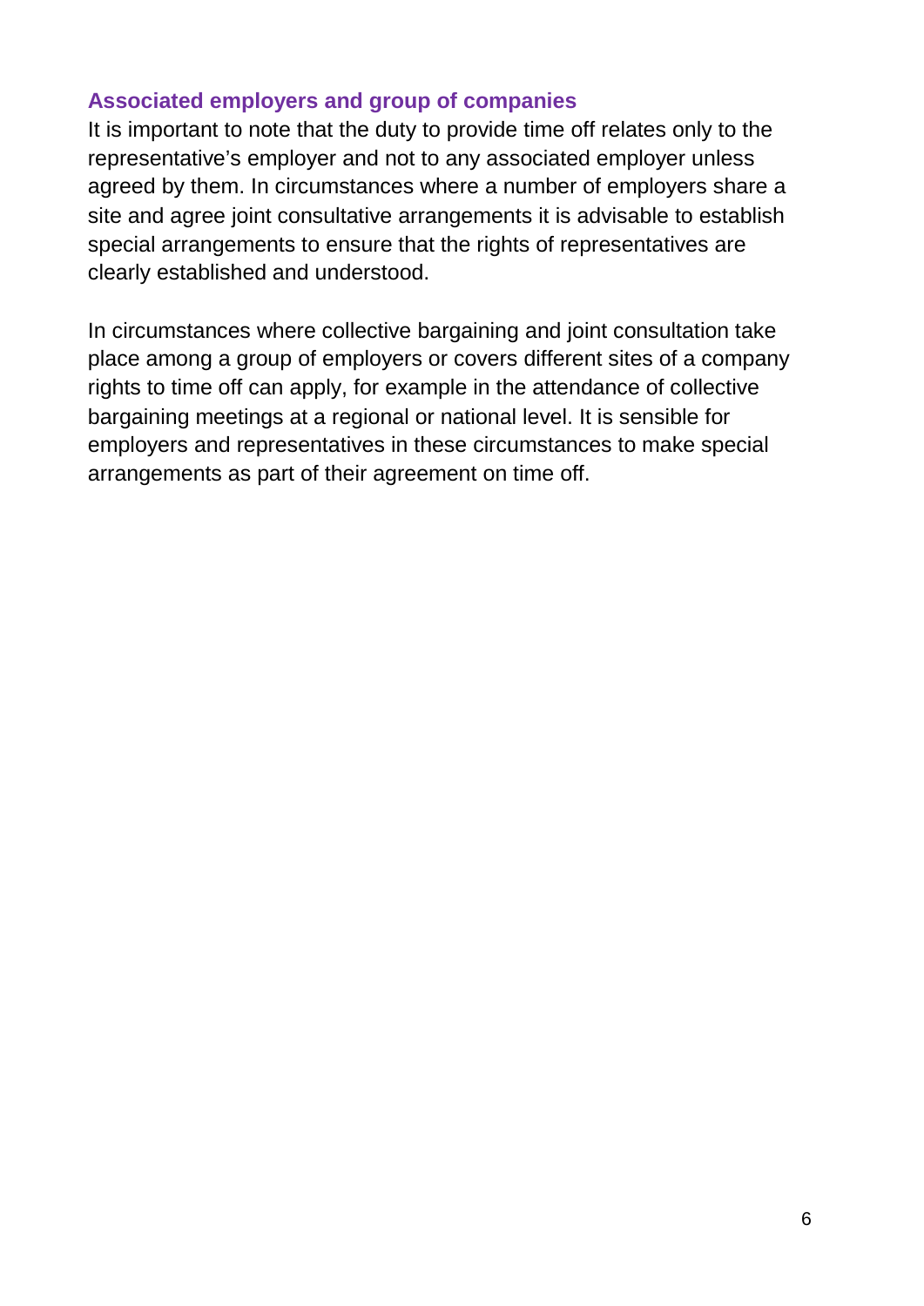### Associated employers and group of companies

It is important to note that the duty to provide time off relates only to the representative's employer and not to any associated employer unless agreed by them. In circumstances where a number of employers share a site and agree joint consultative arrangements it is advisable to establish special arrangements to ensure that the rights of representatives are clearly established and understood.

In circumstances where collective bargaining and joint consultation take place among a group of employers or covers different sites of a company rights to time off can apply, for example in the attendance of collective bargaining meetings at a regional or national level. It is sensible for employers and representatives in these circumstances to make special arrangements as part of their agreement on time off.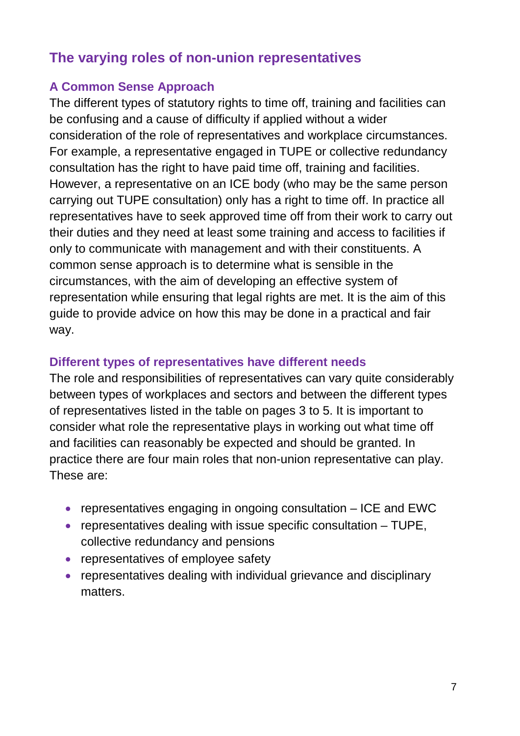## The varying roles of non-union representatives

### A Common Sense Approach

The different types of statutory rights to time off, training and facilities can be confusing and a cause of difficulty if applied without a wider consideration of the role of representatives and workplace circumstances. For example, a representative engaged in TUPE or collective redundancy consultation has the right to have paid time off, training and facilities. However, a representative on an ICE body (who may be the same person carrying out TUPE consultation) only has a right to time off. In practice all representatives have to seek approved time off from their work to carry out their duties and they need at least some training and access to facilities if only to communicate with management and with their constituents. A common sense approach is to determine what is sensible in the circumstances, with the aim of developing an effective system of representation while ensuring that legal rights are met. It is the aim of this guide to provide advice on how this may be done in a practical and fair way.

### Different types of representatives have different needs

The role and responsibilities of representatives can vary quite considerably between types of workplaces and sectors and between the different types of representatives listed in the table on pages 3 to 5. It is important to consider what role the representative plays in working out what time off and facilities can reasonably be expected and should be granted. In practice there are four main roles that non-union representative can play. These are:

- representatives engaging in ongoing consultation – ICE and EWC
- representatives dealing with issue specific consultation – TUPE, collective redundancy and pensions
- representatives of employee safety
- representatives dealing with individual grievance and disciplinary matters.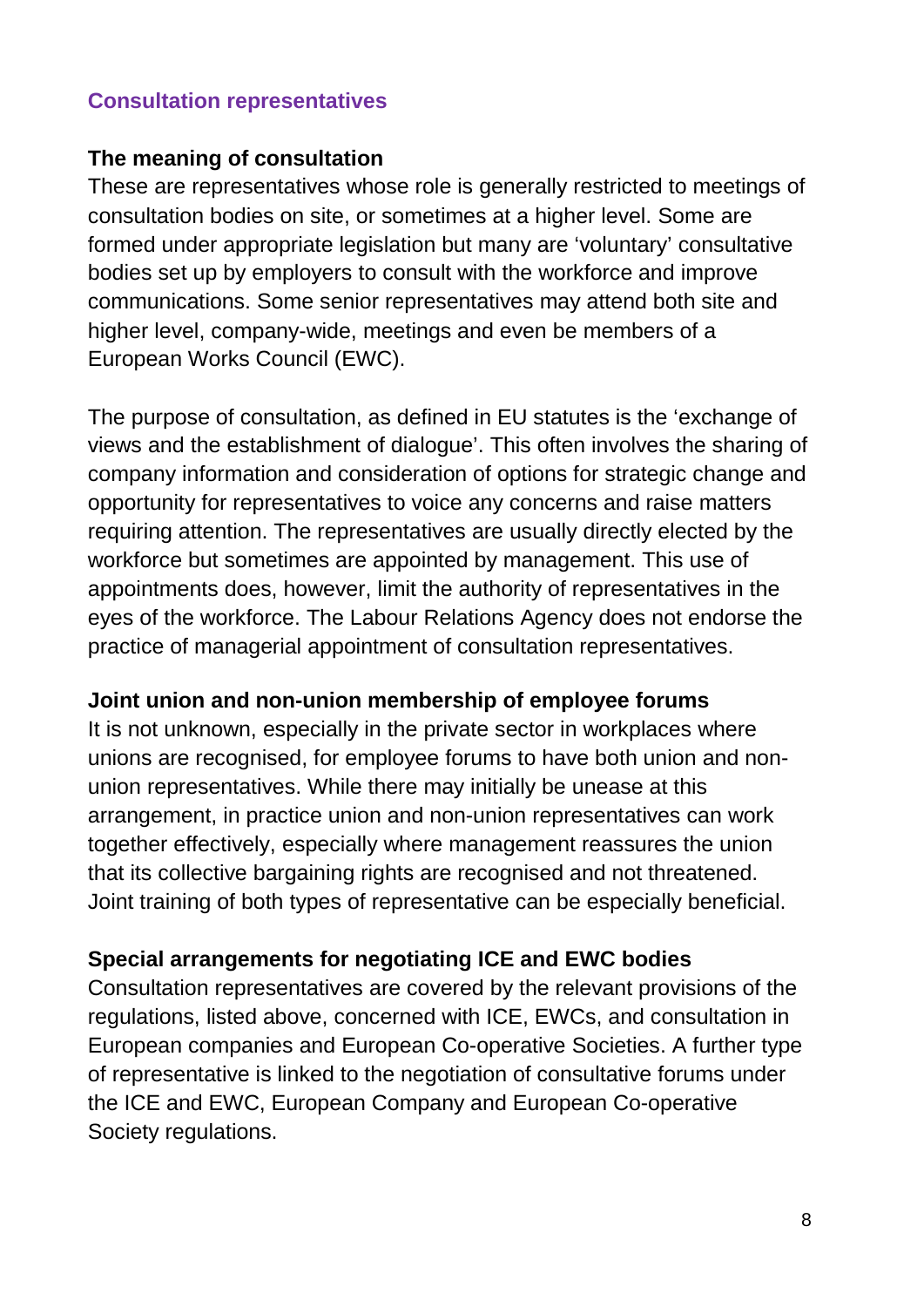## Consultation representatives

### The meaning of consultation

These are representatives whose role is generally restricted to meetings of consultation bodies on site, or sometimes at a higher level. Some are formed under appropriate legislation but many are 'voluntary' consultative bodies set up by employers to consult with the workforce and improve communications. Some senior representatives may attend both site and higher level, company-wide, meetings and even be members of a European Works Council (EWC).

The purpose of consultation, as defined in EU statutes is the 'exchange of views and the establishment of dialogue'. This often involves the sharing of company information and consideration of options for strategic change and opportunity for representatives to voice any concerns and raise matters requiring attention. The representatives are usually directly elected by the workforce but sometimes are appointed by management. This use of appointments does, however, limit the authority of representatives in the eyes of the workforce. The Labour Relations Agency does not endorse the practice of managerial appointment of consultation representatives.

### Joint union and non-union membership of employee forums

It is not unknown, especially in the private sector in workplaces where unions are recognised, for employee forums to have both union and non-union representatives. While there may initially be unease at this arrangement, in practice union and non-union representatives can work together effectively, especially where management reassures the union that its collective bargaining rights are recognised and not threatened. Joint training of both types of representative can be especially beneficial.

### Special arrangements for negotiating ICE and EWC bodies

Consultation representatives are covered by the relevant provisions of the regulations, listed above, concerned with ICE, EWCs, and consultation in European companies and European Co-operative Societies. A further type of representative is linked to the negotiation of consultative forums under the ICE and EWC, European Company and European Co-operative Society regulations.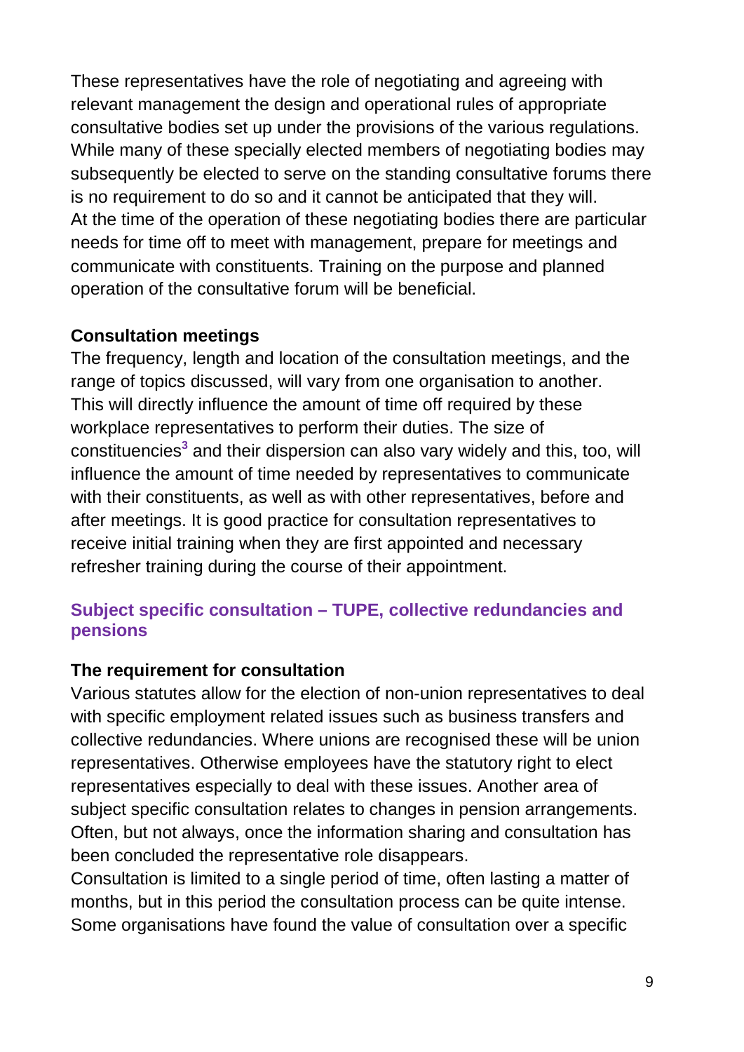These representatives have the role of negotiating and agreeing with relevant management the design and operational rules of appropriate consultative bodies set up under the provisions of the various regulations. While many of these specially elected members of negotiating bodies may subsequently be elected to serve on the standing consultative forums there is no requirement to do so and it cannot be anticipated that they will.
At the time of the operation of these negotiating bodies there are particular needs for time off to meet with management, prepare for meetings and communicate with constituents. Training on the purpose and planned operation of the consultative forum will be beneficial.

**Consultation meetings**
The frequency, length and location of the consultation meetings, and the range of topics discussed, will vary from one organisation to another. This will directly influence the amount of time off required by these workplace representatives to perform their duties. The size of constituencies[3] and their dispersion can also vary widely and this, too, will influence the amount of time needed by representatives to communicate with their constituents, as well as with other representatives, before and after meetings. It is good practice for consultation representatives to receive initial training when they are first appointed and necessary refresher training during the course of their appointment.

## Subject specific consultation – TUPE, collective redundancies and pensions

**The requirement for consultation**
Various statutes allow for the election of non-union representatives to deal with specific employment related issues such as business transfers and collective redundancies. Where unions are recognised these will be union representatives. Otherwise employees have the statutory right to elect representatives especially to deal with these issues. Another area of subject specific consultation relates to changes in pension arrangements. Often, but not always, once the information sharing and consultation has been concluded the representative role disappears.
Consultation is limited to a single period of time, often lasting a matter of months, but in this period the consultation process can be quite intense. Some organisations have found the value of consultation over a specific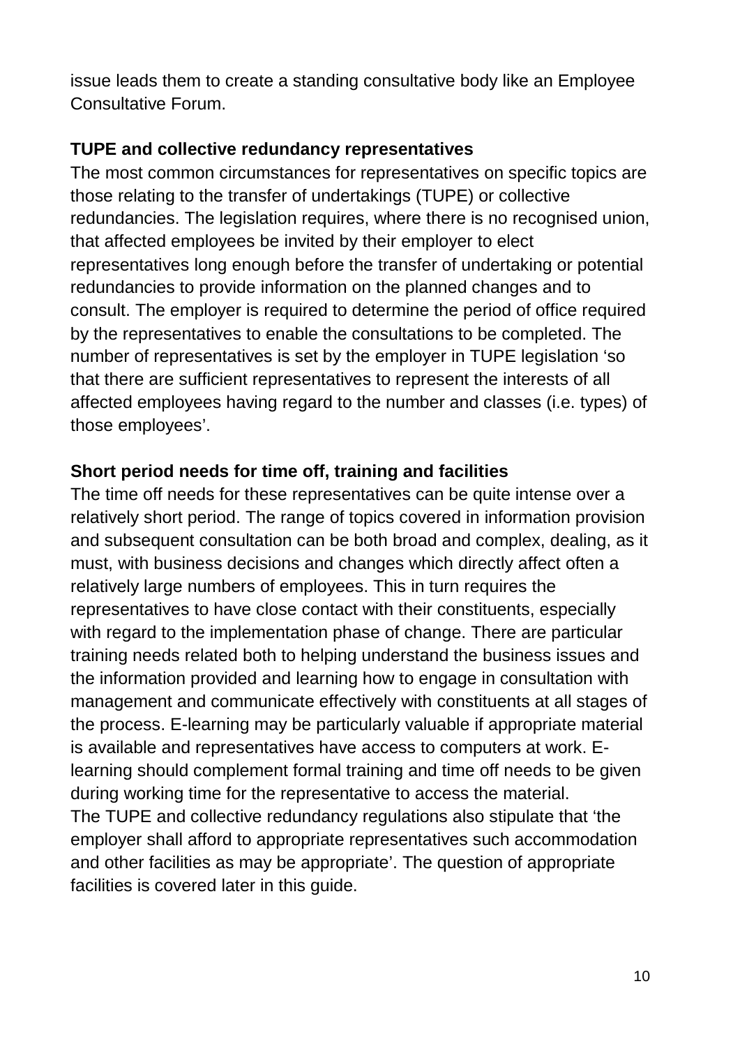issue leads them to create a standing consultative body like an Employee Consultative Forum.

**TUPE and collective redundancy representatives**

The most common circumstances for representatives on specific topics are those relating to the transfer of undertakings (TUPE) or collective redundancies. The legislation requires, where there is no recognised union, that affected employees be invited by their employer to elect representatives long enough before the transfer of undertaking or potential redundancies to provide information on the planned changes and to consult. The employer is required to determine the period of office required by the representatives to enable the consultations to be completed. The number of representatives is set by the employer in TUPE legislation 'so that there are sufficient representatives to represent the interests of all affected employees having regard to the number and classes (i.e. types) of those employees'.

**Short period needs for time off, training and facilities**

The time off needs for these representatives can be quite intense over a relatively short period. The range of topics covered in information provision and subsequent consultation can be both broad and complex, dealing, as it must, with business decisions and changes which directly affect often a relatively large numbers of employees. This in turn requires the representatives to have close contact with their constituents, especially with regard to the implementation phase of change. There are particular training needs related both to helping understand the business issues and the information provided and learning how to engage in consultation with management and communicate effectively with constituents at all stages of the process. E-learning may be particularly valuable if appropriate material is available and representatives have access to computers at work. E-learning should complement formal training and time off needs to be given during working time for the representative to access the material.

The TUPE and collective redundancy regulations also stipulate that 'the employer shall afford to appropriate representatives such accommodation and other facilities as may be appropriate'. The question of appropriate facilities is covered later in this guide.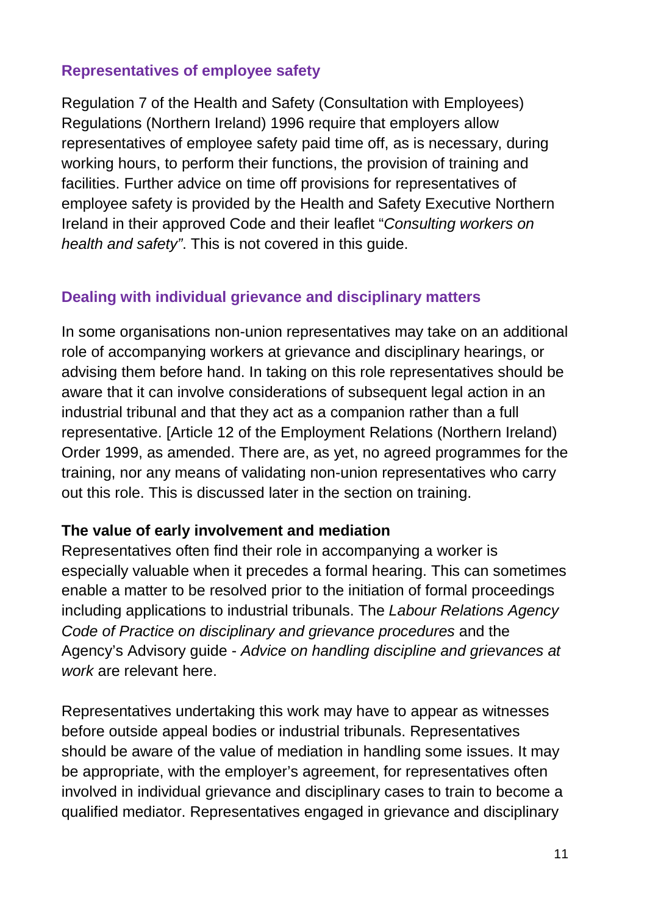## Representatives of employee safety

Regulation 7 of the Health and Safety (Consultation with Employees) Regulations (Northern Ireland) 1996 require that employers allow representatives of employee safety paid time off, as is necessary, during working hours, to perform their functions, the provision of training and facilities. Further advice on time off provisions for representatives of employee safety is provided by the Health and Safety Executive Northern Ireland in their approved Code and their leaflet "*Consulting workers on health and safety"*. This is not covered in this guide.

## Dealing with individual grievance and disciplinary matters

In some organisations non-union representatives may take on an additional role of accompanying workers at grievance and disciplinary hearings, or advising them before hand. In taking on this role representatives should be aware that it can involve considerations of subsequent legal action in an industrial tribunal and that they act as a companion rather than a full representative. [Article 12 of the Employment Relations (Northern Ireland) Order 1999, as amended. There are, as yet, no agreed programmes for the training, nor any means of validating non-union representatives who carry out this role. This is discussed later in the section on training.

**The value of early involvement and mediation**

Representatives often find their role in accompanying a worker is especially valuable when it precedes a formal hearing. This can sometimes enable a matter to be resolved prior to the initiation of formal proceedings including applications to industrial tribunals. The *Labour Relations Agency Code of Practice on disciplinary and grievance procedures* and the Agency's Advisory guide - *Advice on handling discipline and grievances at work* are relevant here.

Representatives undertaking this work may have to appear as witnesses before outside appeal bodies or industrial tribunals. Representatives should be aware of the value of mediation in handling some issues. It may be appropriate, with the employer's agreement, for representatives often involved in individual grievance and disciplinary cases to train to become a qualified mediator. Representatives engaged in grievance and disciplinary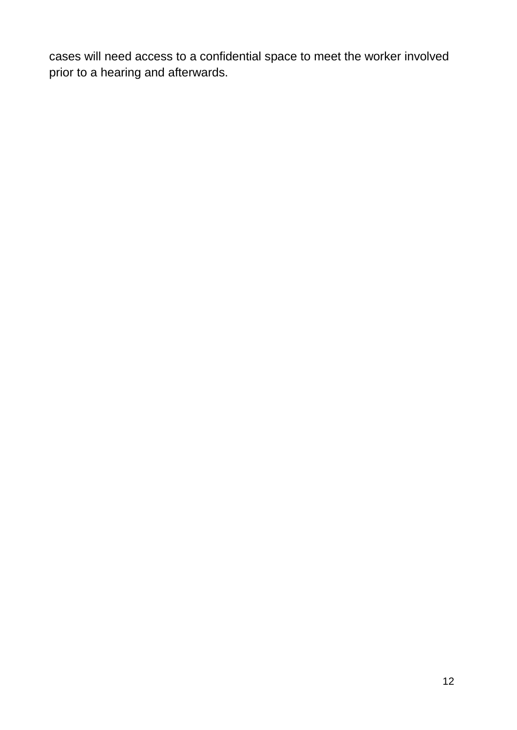cases will need access to a confidential space to meet the worker involved prior to a hearing and afterwards.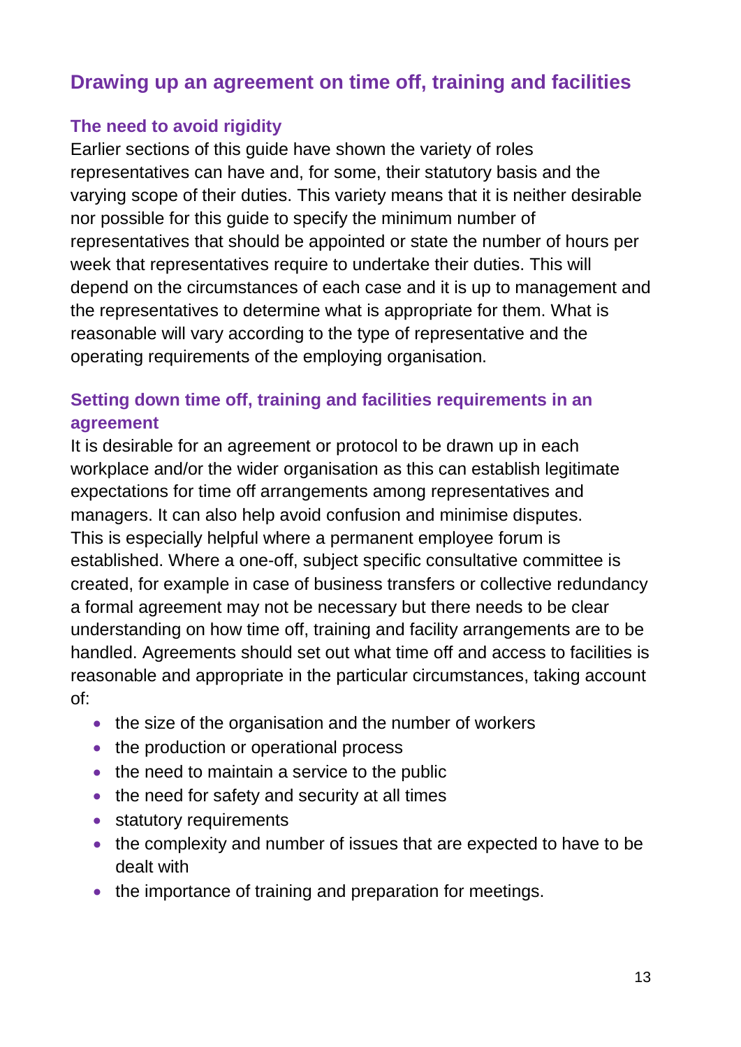## Drawing up an agreement on time off, training and facilities

### The need to avoid rigidity

Earlier sections of this guide have shown the variety of roles representatives can have and, for some, their statutory basis and the varying scope of their duties. This variety means that it is neither desirable nor possible for this guide to specify the minimum number of representatives that should be appointed or state the number of hours per week that representatives require to undertake their duties. This will depend on the circumstances of each case and it is up to management and the representatives to determine what is appropriate for them. What is reasonable will vary according to the type of representative and the operating requirements of the employing organisation.

### Setting down time off, training and facilities requirements in an agreement

It is desirable for an agreement or protocol to be drawn up in each workplace and/or the wider organisation as this can establish legitimate expectations for time off arrangements among representatives and managers. It can also help avoid confusion and minimise disputes. This is especially helpful where a permanent employee forum is established. Where a one-off, subject specific consultative committee is created, for example in case of business transfers or collective redundancy a formal agreement may not be necessary but there needs to be clear understanding on how time off, training and facility arrangements are to be handled. Agreements should set out what time off and access to facilities is reasonable and appropriate in the particular circumstances, taking account of:

- the size of the organisation and the number of workers
- the production or operational process
- the need to maintain a service to the public
- the need for safety and security at all times
- statutory requirements
- the complexity and number of issues that are expected to have to be dealt with
- the importance of training and preparation for meetings.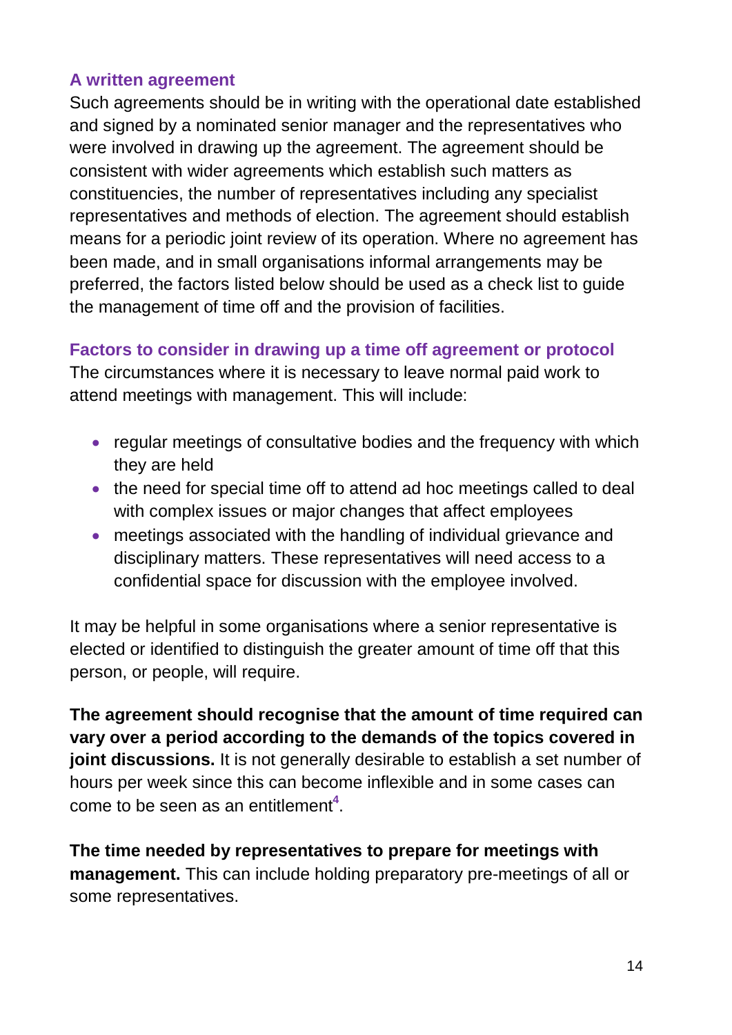### A written agreement

Such agreements should be in writing with the operational date established and signed by a nominated senior manager and the representatives who were involved in drawing up the agreement. The agreement should be consistent with wider agreements which establish such matters as constituencies, the number of representatives including any specialist representatives and methods of election. The agreement should establish means for a periodic joint review of its operation. Where no agreement has been made, and in small organisations informal arrangements may be preferred, the factors listed below should be used as a check list to guide the management of time off and the provision of facilities.

### Factors to consider in drawing up a time off agreement or protocol

The circumstances where it is necessary to leave normal paid work to attend meetings with management. This will include:

- regular meetings of consultative bodies and the frequency with which they are held
- the need for special time off to attend ad hoc meetings called to deal with complex issues or major changes that affect employees
- meetings associated with the handling of individual grievance and disciplinary matters. These representatives will need access to a confidential space for discussion with the employee involved.

It may be helpful in some organisations where a senior representative is elected or identified to distinguish the greater amount of time off that this person, or people, will require.

**The agreement should recognise that the amount of time required can vary over a period according to the demands of the topics covered in joint discussions.** It is not generally desirable to establish a set number of hours per week since this can become inflexible and in some cases can come to be seen as an entitlement[4].

**The time needed by representatives to prepare for meetings with management.** This can include holding preparatory pre-meetings of all or some representatives.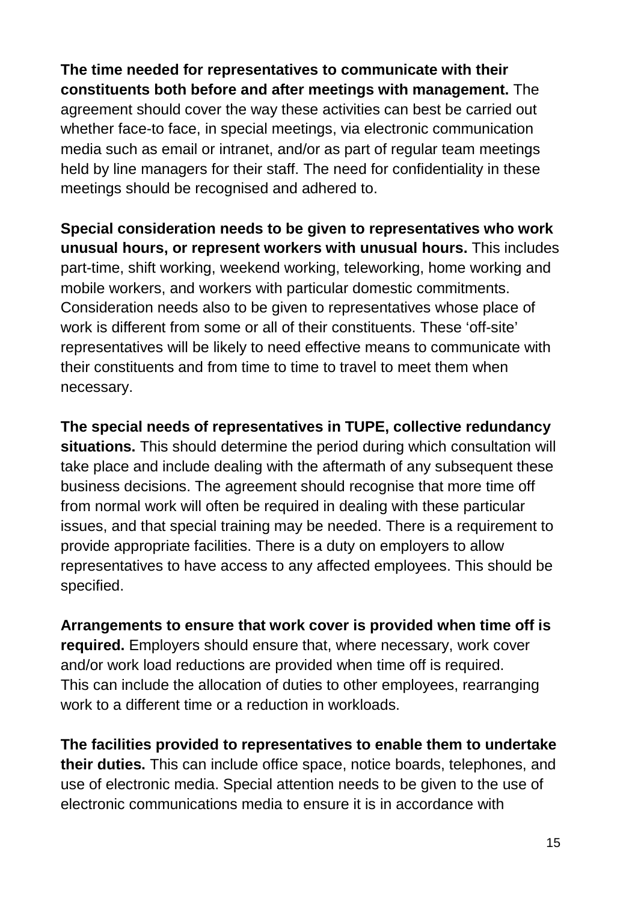**The time needed for representatives to communicate with their constituents both before and after meetings with management.** The agreement should cover the way these activities can best be carried out whether face-to face, in special meetings, via electronic communication media such as email or intranet, and/or as part of regular team meetings held by line managers for their staff. The need for confidentiality in these meetings should be recognised and adhered to.

**Special consideration needs to be given to representatives who work unusual hours, or represent workers with unusual hours.** This includes part-time, shift working, weekend working, teleworking, home working and mobile workers, and workers with particular domestic commitments. Consideration needs also to be given to representatives whose place of work is different from some or all of their constituents. These 'off-site' representatives will be likely to need effective means to communicate with their constituents and from time to time to travel to meet them when necessary.

**The special needs of representatives in TUPE, collective redundancy situations.** This should determine the period during which consultation will take place and include dealing with the aftermath of any subsequent these business decisions. The agreement should recognise that more time off from normal work will often be required in dealing with these particular issues, and that special training may be needed. There is a requirement to provide appropriate facilities. There is a duty on employers to allow representatives to have access to any affected employees. This should be specified.

**Arrangements to ensure that work cover is provided when time off is required.** Employers should ensure that, where necessary, work cover and/or work load reductions are provided when time off is required. This can include the allocation of duties to other employees, rearranging work to a different time or a reduction in workloads.

**The facilities provided to representatives to enable them to undertake their duties.** This can include office space, notice boards, telephones, and use of electronic media. Special attention needs to be given to the use of electronic communications media to ensure it is in accordance with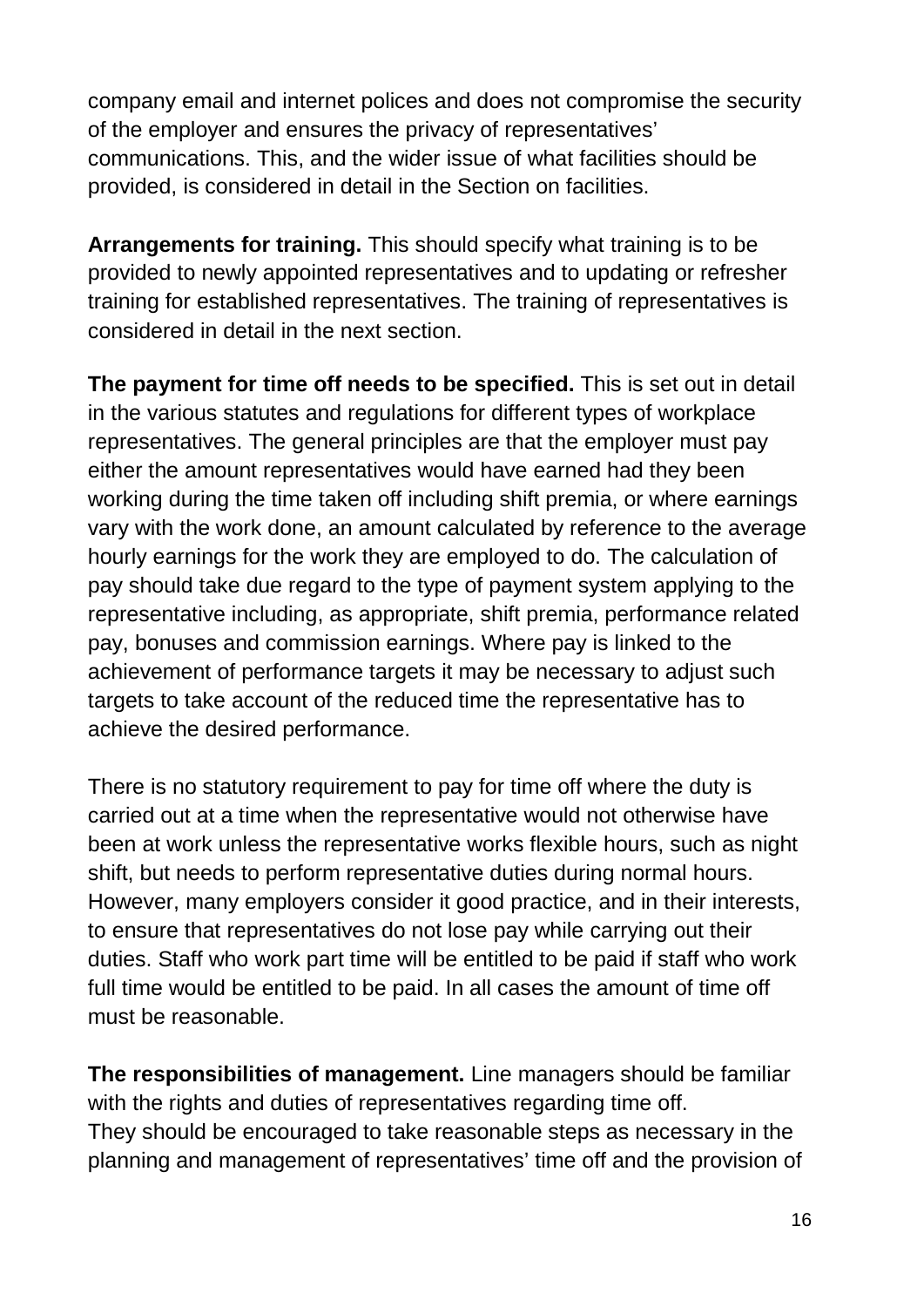company email and internet polices and does not compromise the security of the employer and ensures the privacy of representatives' communications. This, and the wider issue of what facilities should be provided, is considered in detail in the Section on facilities.

**Arrangements for training.** This should specify what training is to be provided to newly appointed representatives and to updating or refresher training for established representatives. The training of representatives is considered in detail in the next section.

**The payment for time off needs to be specified.** This is set out in detail in the various statutes and regulations for different types of workplace representatives. The general principles are that the employer must pay either the amount representatives would have earned had they been working during the time taken off including shift premia, or where earnings vary with the work done, an amount calculated by reference to the average hourly earnings for the work they are employed to do. The calculation of pay should take due regard to the type of payment system applying to the representative including, as appropriate, shift premia, performance related pay, bonuses and commission earnings. Where pay is linked to the achievement of performance targets it may be necessary to adjust such targets to take account of the reduced time the representative has to achieve the desired performance.

There is no statutory requirement to pay for time off where the duty is carried out at a time when the representative would not otherwise have been at work unless the representative works flexible hours, such as night shift, but needs to perform representative duties during normal hours. However, many employers consider it good practice, and in their interests, to ensure that representatives do not lose pay while carrying out their duties. Staff who work part time will be entitled to be paid if staff who work full time would be entitled to be paid. In all cases the amount of time off must be reasonable.

**The responsibilities of management.** Line managers should be familiar with the rights and duties of representatives regarding time off.
They should be encouraged to take reasonable steps as necessary in the planning and management of representatives' time off and the provision of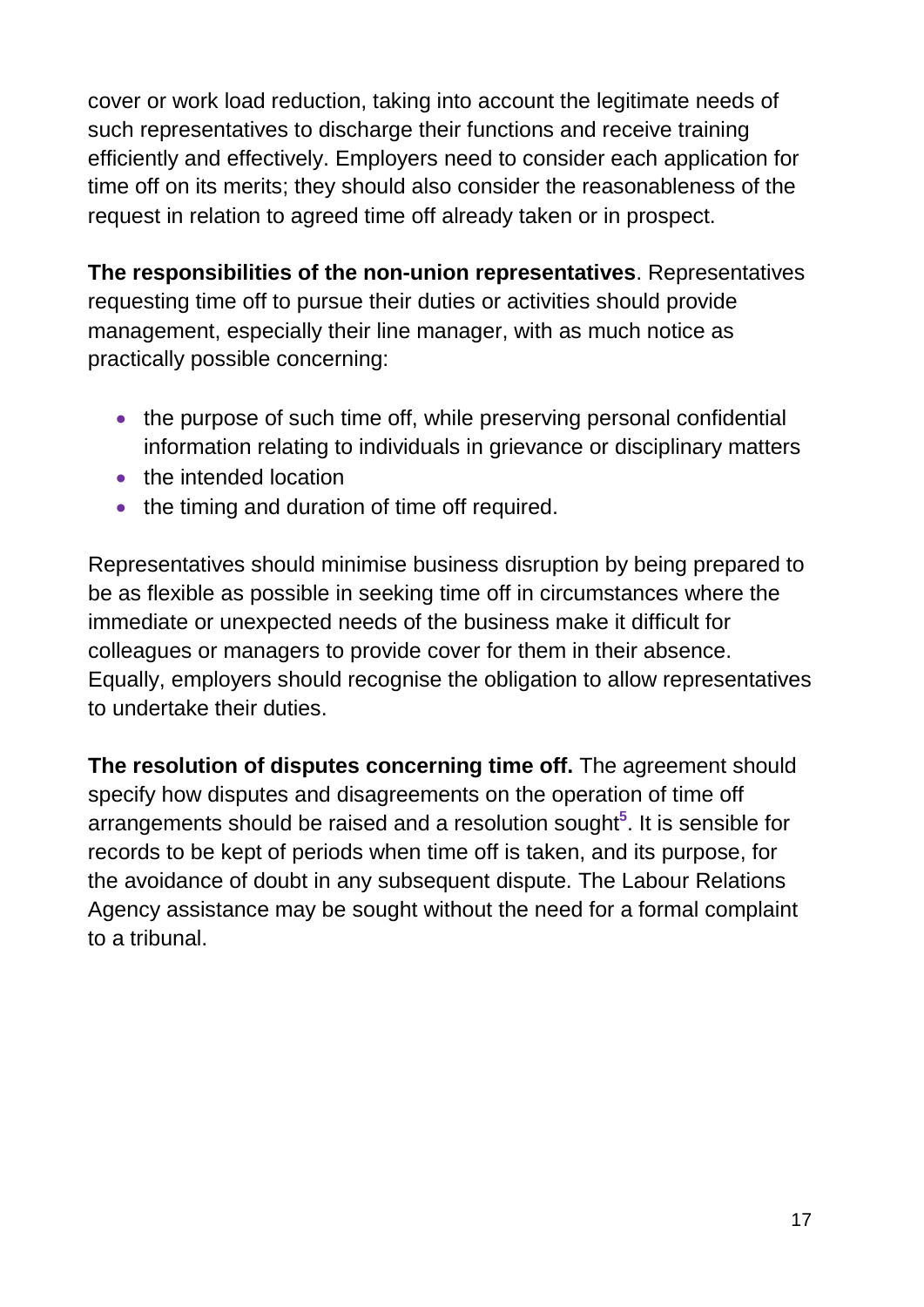cover or work load reduction, taking into account the legitimate needs of such representatives to discharge their functions and receive training efficiently and effectively. Employers need to consider each application for time off on its merits; they should also consider the reasonableness of the request in relation to agreed time off already taken or in prospect.

**The responsibilities of the non-union representatives**. Representatives requesting time off to pursue their duties or activities should provide management, especially their line manager, with as much notice as practically possible concerning:

- the purpose of such time off, while preserving personal confidential information relating to individuals in grievance or disciplinary matters
- the intended location
- the timing and duration of time off required.

Representatives should minimise business disruption by being prepared to be as flexible as possible in seeking time off in circumstances where the immediate or unexpected needs of the business make it difficult for colleagues or managers to provide cover for them in their absence. Equally, employers should recognise the obligation to allow representatives to undertake their duties.

**The resolution of disputes concerning time off.** The agreement should specify how disputes and disagreements on the operation of time off arrangements should be raised and a resolution sought[5]. It is sensible for records to be kept of periods when time off is taken, and its purpose, for the avoidance of doubt in any subsequent dispute. The Labour Relations Agency assistance may be sought without the need for a formal complaint to a tribunal.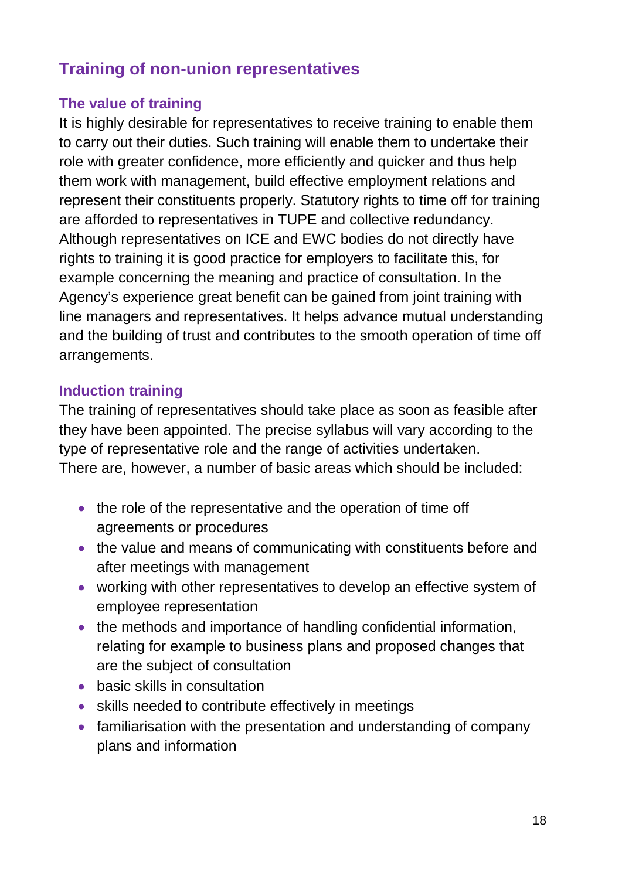## Training of non-union representatives

### The value of training

It is highly desirable for representatives to receive training to enable them to carry out their duties. Such training will enable them to undertake their role with greater confidence, more efficiently and quicker and thus help them work with management, build effective employment relations and represent their constituents properly. Statutory rights to time off for training are afforded to representatives in TUPE and collective redundancy. Although representatives on ICE and EWC bodies do not directly have rights to training it is good practice for employers to facilitate this, for example concerning the meaning and practice of consultation. In the Agency's experience great benefit can be gained from joint training with line managers and representatives. It helps advance mutual understanding and the building of trust and contributes to the smooth operation of time off arrangements.

### Induction training

The training of representatives should take place as soon as feasible after they have been appointed. The precise syllabus will vary according to the type of representative role and the range of activities undertaken. There are, however, a number of basic areas which should be included:

- the role of the representative and the operation of time off agreements or procedures
- the value and means of communicating with constituents before and after meetings with management
- working with other representatives to develop an effective system of employee representation
- the methods and importance of handling confidential information, relating for example to business plans and proposed changes that are the subject of consultation
- basic skills in consultation
- skills needed to contribute effectively in meetings
- familiarisation with the presentation and understanding of company plans and information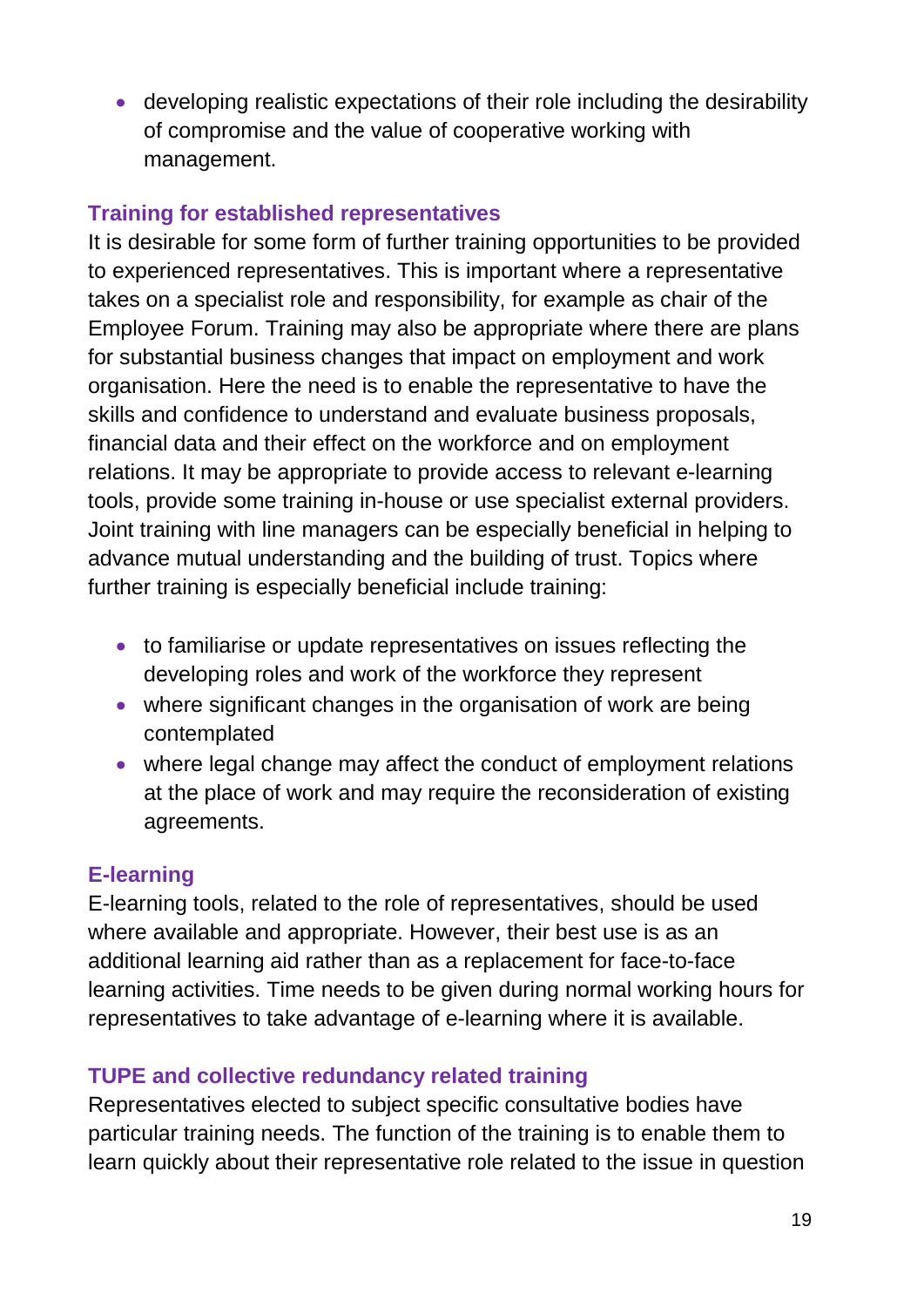- developing realistic expectations of their role including the desirability of compromise and the value of cooperative working with management.

### Training for established representatives

It is desirable for some form of further training opportunities to be provided to experienced representatives. This is important where a representative takes on a specialist role and responsibility, for example as chair of the Employee Forum. Training may also be appropriate where there are plans for substantial business changes that impact on employment and work organisation. Here the need is to enable the representative to have the skills and confidence to understand and evaluate business proposals, financial data and their effect on the workforce and on employment relations. It may be appropriate to provide access to relevant e-learning tools, provide some training in-house or use specialist external providers. Joint training with line managers can be especially beneficial in helping to advance mutual understanding and the building of trust. Topics where further training is especially beneficial include training:

- to familiarise or update representatives on issues reflecting the developing roles and work of the workforce they represent
- where significant changes in the organisation of work are being contemplated
- where legal change may affect the conduct of employment relations at the place of work and may require the reconsideration of existing agreements.

### E-learning

E-learning tools, related to the role of representatives, should be used where available and appropriate. However, their best use is as an additional learning aid rather than as a replacement for face-to-face learning activities. Time needs to be given during normal working hours for representatives to take advantage of e-learning where it is available.

### TUPE and collective redundancy related training

Representatives elected to subject specific consultative bodies have particular training needs. The function of the training is to enable them to learn quickly about their representative role related to the issue in question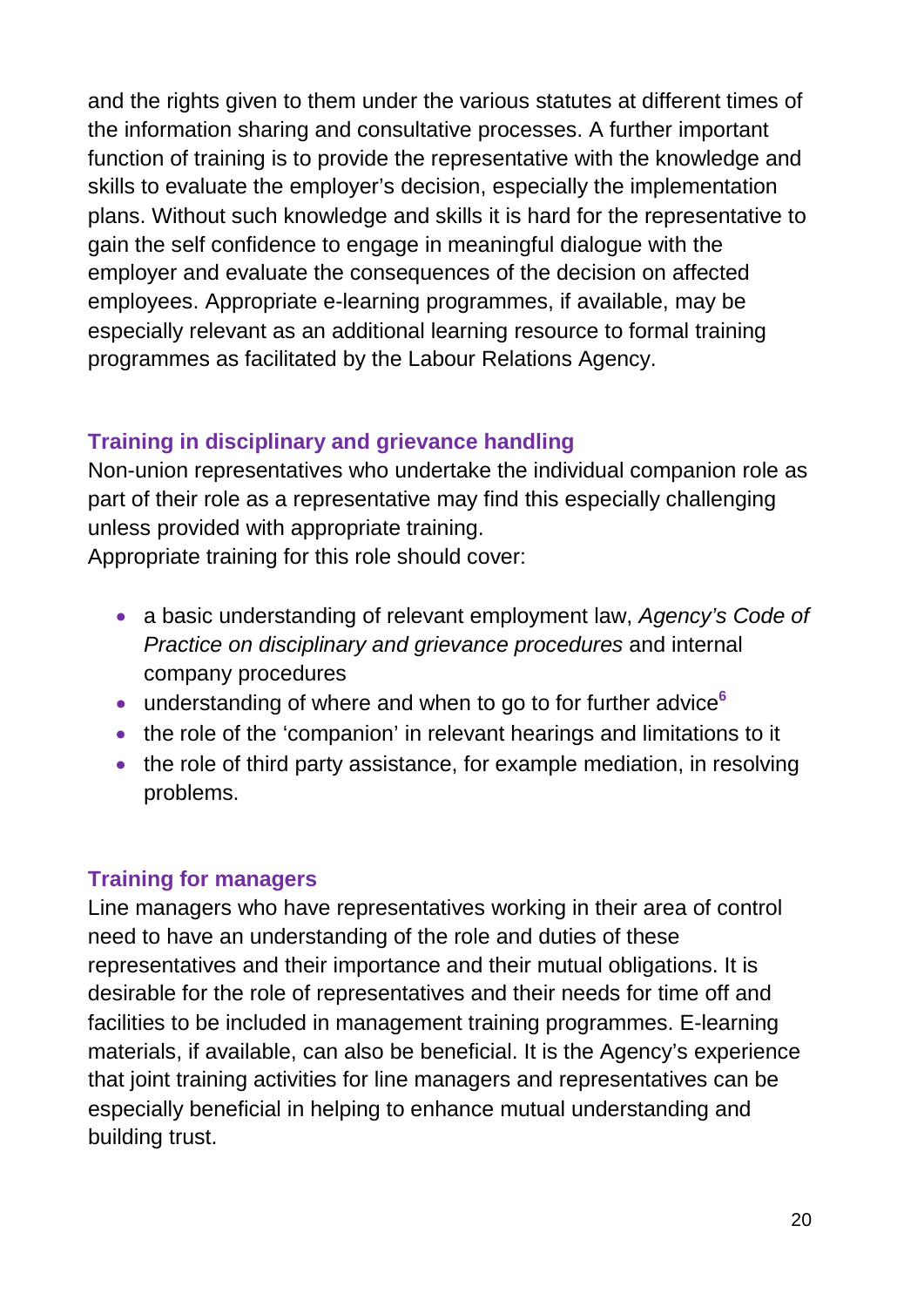and the rights given to them under the various statutes at different times of the information sharing and consultative processes. A further important function of training is to provide the representative with the knowledge and skills to evaluate the employer's decision, especially the implementation plans. Without such knowledge and skills it is hard for the representative to gain the self confidence to engage in meaningful dialogue with the employer and evaluate the consequences of the decision on affected employees. Appropriate e-learning programmes, if available, may be especially relevant as an additional learning resource to formal training programmes as facilitated by the Labour Relations Agency.

### Training in disciplinary and grievance handling

Non-union representatives who undertake the individual companion role as part of their role as a representative may find this especially challenging unless provided with appropriate training.
Appropriate training for this role should cover:

- a basic understanding of relevant employment law, *Agency's Code of Practice on disciplinary and grievance procedures* and internal company procedures
- understanding of where and when to go to for further advice[6]
- the role of the 'companion' in relevant hearings and limitations to it
- the role of third party assistance, for example mediation, in resolving problems.

### Training for managers

Line managers who have representatives working in their area of control need to have an understanding of the role and duties of these representatives and their importance and their mutual obligations. It is desirable for the role of representatives and their needs for time off and facilities to be included in management training programmes. E-learning materials, if available, can also be beneficial. It is the Agency's experience that joint training activities for line managers and representatives can be especially beneficial in helping to enhance mutual understanding and building trust.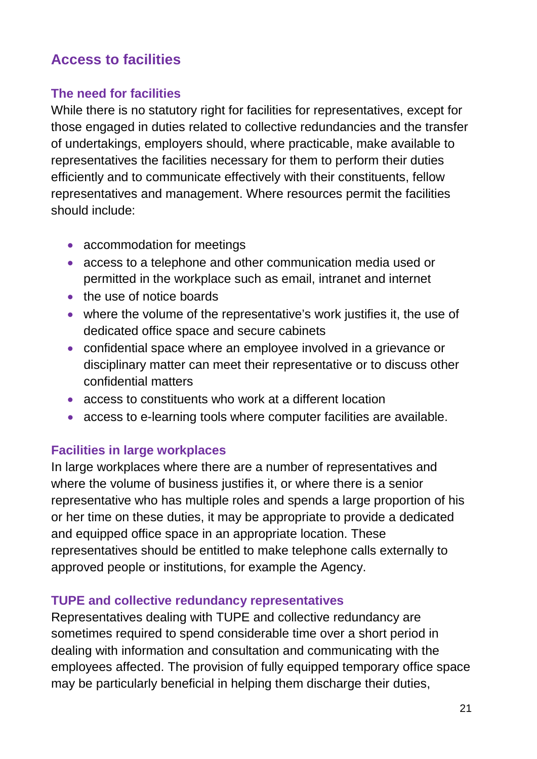## Access to facilities

### The need for facilities

While there is no statutory right for facilities for representatives, except for those engaged in duties related to collective redundancies and the transfer of undertakings, employers should, where practicable, make available to representatives the facilities necessary for them to perform their duties efficiently and to communicate effectively with their constituents, fellow representatives and management. Where resources permit the facilities should include:

- accommodation for meetings
- access to a telephone and other communication media used or permitted in the workplace such as email, intranet and internet
- the use of notice boards
- where the volume of the representative's work justifies it, the use of dedicated office space and secure cabinets
- confidential space where an employee involved in a grievance or disciplinary matter can meet their representative or to discuss other confidential matters
- access to constituents who work at a different location
- access to e-learning tools where computer facilities are available.

### Facilities in large workplaces

In large workplaces where there are a number of representatives and where the volume of business justifies it, or where there is a senior representative who has multiple roles and spends a large proportion of his or her time on these duties, it may be appropriate to provide a dedicated and equipped office space in an appropriate location. These representatives should be entitled to make telephone calls externally to approved people or institutions, for example the Agency.

### TUPE and collective redundancy representatives

Representatives dealing with TUPE and collective redundancy are sometimes required to spend considerable time over a short period in dealing with information and consultation and communicating with the employees affected. The provision of fully equipped temporary office space may be particularly beneficial in helping them discharge their duties,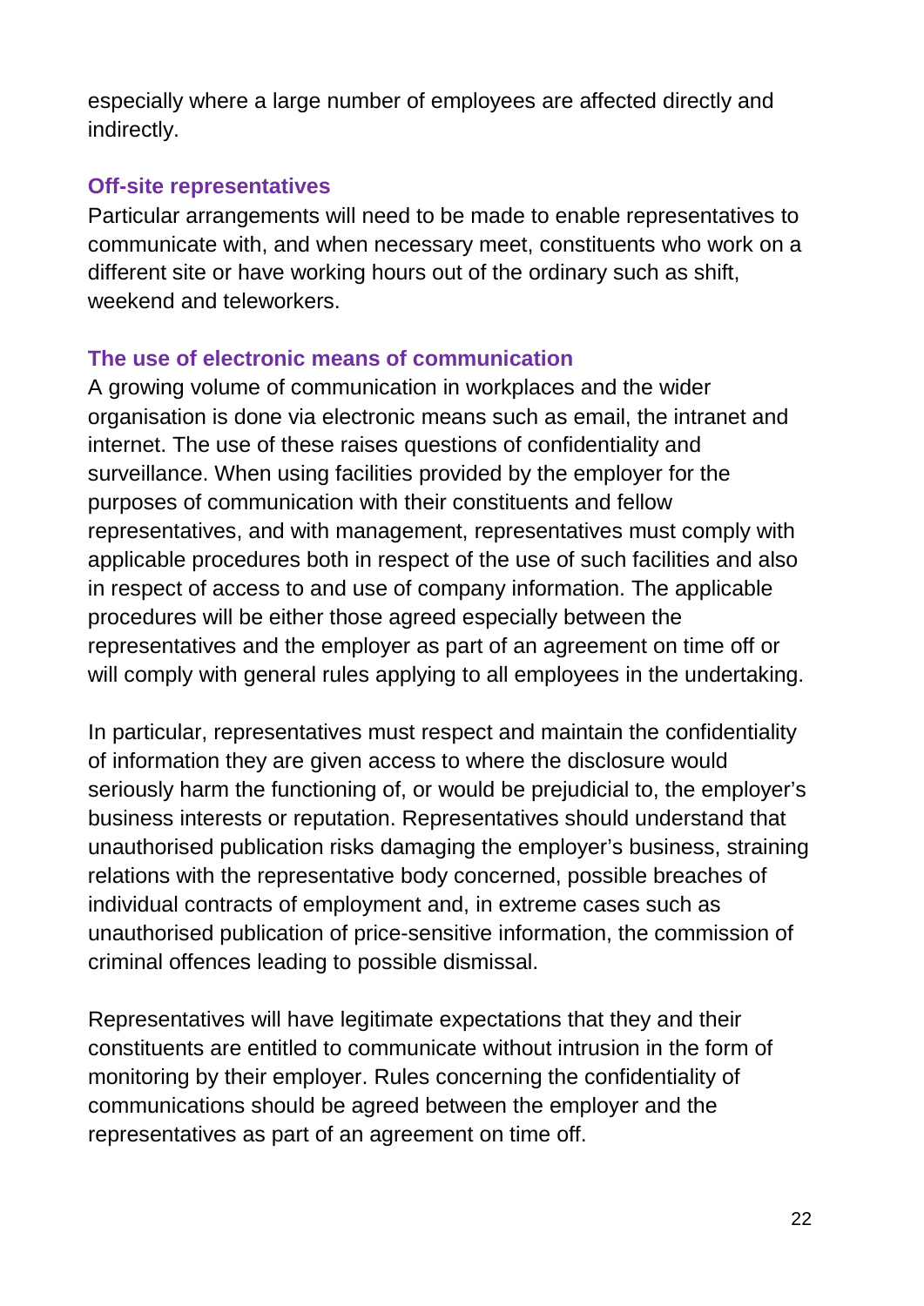especially where a large number of employees are affected directly and indirectly.

### Off-site representatives

Particular arrangements will need to be made to enable representatives to communicate with, and when necessary meet, constituents who work on a different site or have working hours out of the ordinary such as shift, weekend and teleworkers.

### The use of electronic means of communication

A growing volume of communication in workplaces and the wider organisation is done via electronic means such as email, the intranet and internet. The use of these raises questions of confidentiality and surveillance. When using facilities provided by the employer for the purposes of communication with their constituents and fellow representatives, and with management, representatives must comply with applicable procedures both in respect of the use of such facilities and also in respect of access to and use of company information. The applicable procedures will be either those agreed especially between the representatives and the employer as part of an agreement on time off or will comply with general rules applying to all employees in the undertaking.

In particular, representatives must respect and maintain the confidentiality of information they are given access to where the disclosure would seriously harm the functioning of, or would be prejudicial to, the employer's business interests or reputation. Representatives should understand that unauthorised publication risks damaging the employer's business, straining relations with the representative body concerned, possible breaches of individual contracts of employment and, in extreme cases such as unauthorised publication of price-sensitive information, the commission of criminal offences leading to possible dismissal.

Representatives will have legitimate expectations that they and their constituents are entitled to communicate without intrusion in the form of monitoring by their employer. Rules concerning the confidentiality of communications should be agreed between the employer and the representatives as part of an agreement on time off.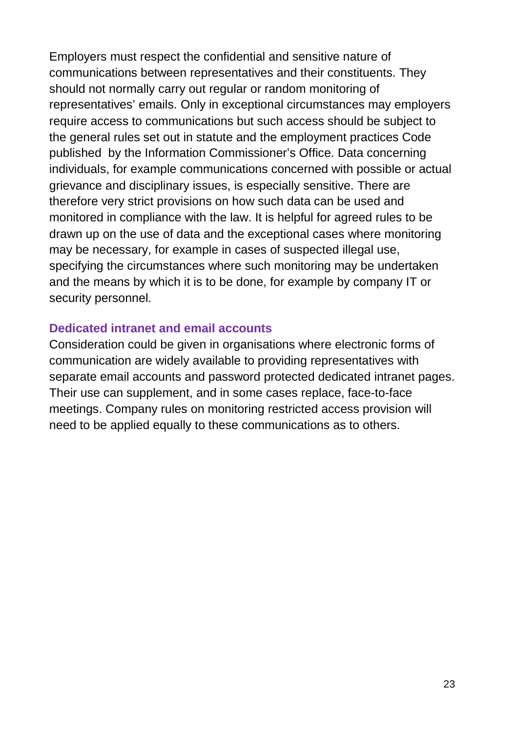Employers must respect the confidential and sensitive nature of communications between representatives and their constituents. They should not normally carry out regular or random monitoring of representatives' emails. Only in exceptional circumstances may employers require access to communications but such access should be subject to the general rules set out in statute and the employment practices Code published by the Information Commissioner's Office. Data concerning individuals, for example communications concerned with possible or actual grievance and disciplinary issues, is especially sensitive. There are therefore very strict provisions on how such data can be used and monitored in compliance with the law. It is helpful for agreed rules to be drawn up on the use of data and the exceptional cases where monitoring may be necessary, for example in cases of suspected illegal use, specifying the circumstances where such monitoring may be undertaken and the means by which it is to be done, for example by company IT or security personnel.

### Dedicated intranet and email accounts

Consideration could be given in organisations where electronic forms of communication are widely available to providing representatives with separate email accounts and password protected dedicated intranet pages. Their use can supplement, and in some cases replace, face-to-face meetings. Company rules on monitoring restricted access provision will need to be applied equally to these communications as to others.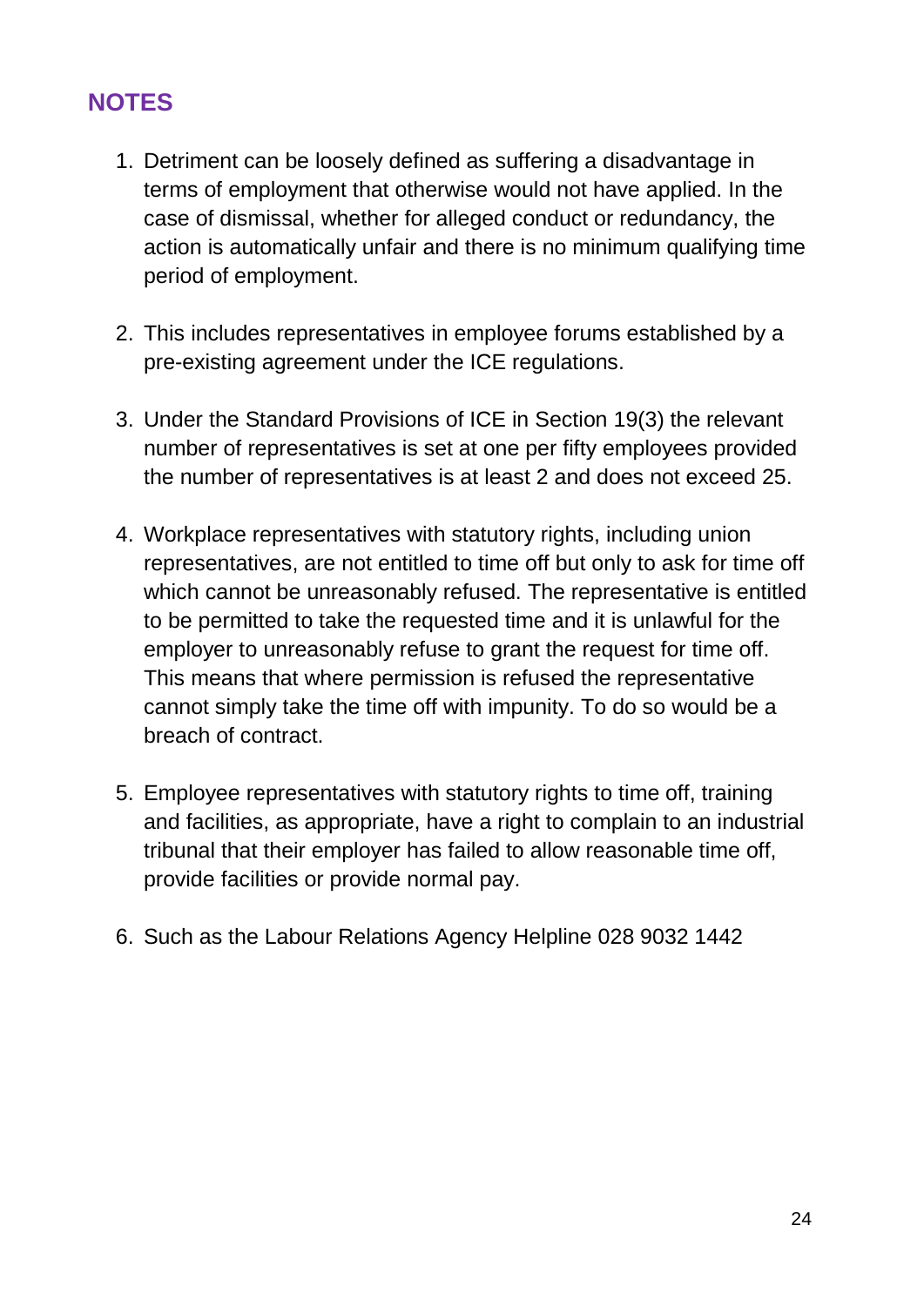## NOTES

1. Detriment can be loosely defined as suffering a disadvantage in terms of employment that otherwise would not have applied. In the case of dismissal, whether for alleged conduct or redundancy, the action is automatically unfair and there is no minimum qualifying time period of employment.

2. This includes representatives in employee forums established by a pre-existing agreement under the ICE regulations.

3. Under the Standard Provisions of ICE in Section 19(3) the relevant number of representatives is set at one per fifty employees provided the number of representatives is at least 2 and does not exceed 25.

4. Workplace representatives with statutory rights, including union representatives, are not entitled to time off but only to ask for time off which cannot be unreasonably refused. The representative is entitled to be permitted to take the requested time and it is unlawful for the employer to unreasonably refuse to grant the request for time off. This means that where permission is refused the representative cannot simply take the time off with impunity. To do so would be a breach of contract.

5. Employee representatives with statutory rights to time off, training and facilities, as appropriate, have a right to complain to an industrial tribunal that their employer has failed to allow reasonable time off, provide facilities or provide normal pay.

6. Such as the Labour Relations Agency Helpline 028 9032 1442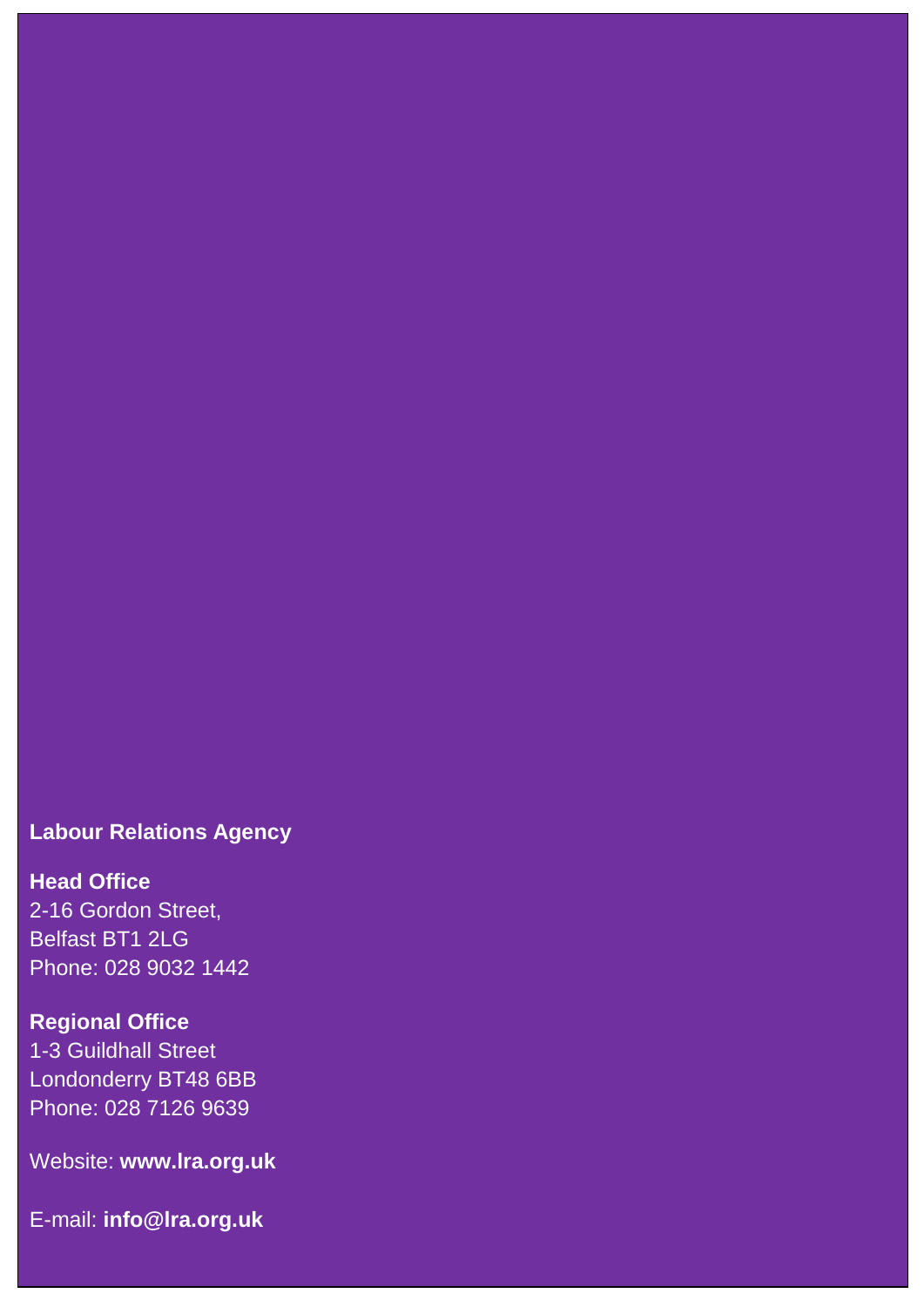**Labour Relations Agency**

**Head Office**
2-16 Gordon Street,
Belfast BT1 2LG
Phone: 028 9032 1442

**Regional Office**
1-3 Guildhall Street
Londonderry BT48 6BB
Phone: 028 7126 9639

Website: **www.lra.org.uk**

E-mail: **info@lra.org.uk**